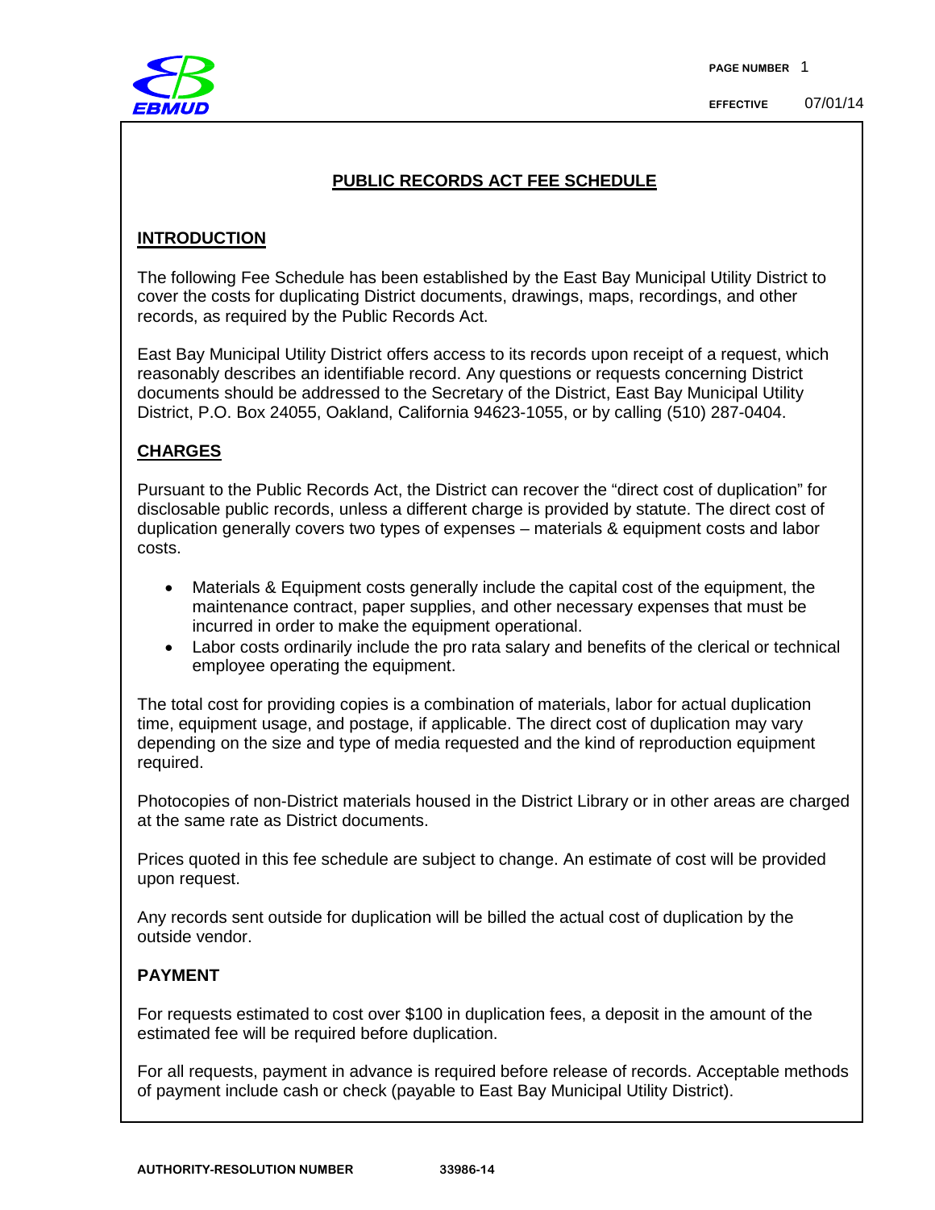# PUBLIC RECORDS ACT FEE SCHEDULE

## INTRODUCTION

The following Fee Schedule has been established by the East Bay Municipal Utility District to cover the costs for duplicating District documents, drawings, maps, recordings, and other records, as required by the Public Records Act.

East Bay Municipal Utility District offers access to its records upon receipt of a request, which reasonably describes an identifiable record. Any questions or requests concerning District documents should be addressed to the Secretary of the District, East Bay Municipal Utility District, P.O. Box 24055, Oakland, California 94623-1055, or by calling (510) 287-0404.

## CHARGES

Pursuant to the Public Records Act, the District can recover the "direct cost of duplication" for disclosable public records, unless a different charge is provided by statute. The direct cost of duplication generally covers two types of expenses – materials & equipment costs and labor costs.

- Materials & Equipment costs generally include the capital cost of the equipment, the maintenance contract, paper supplies, and other necessary expenses that must be incurred in order to make the equipment operational.
- Labor costs ordinarily include the pro rata salary and benefits of the clerical or technical employee operating the equipment.

The total cost for providing copies is a combination of materials, labor for actual duplication time, equipment usage, and postage, if applicable. The direct cost of duplication may vary depending on the size and type of media requested and the kind of reproduction equipment required.

Photocopies of non-District materials housed in the District Library or in other areas are charged at the same rate as District documents.

Prices quoted in this fee schedule are subject to change. An estimate of cost will be provided upon request.

Any records sent outside for duplication will be billed the actual cost of duplication by the outside vendor.

## PAYMENT

For requests estimated to cost over $100 in duplication fees, a deposit in the amount of the estimated fee will be required before duplication.

For all requests, payment in advance is required before release of records. Acceptable methods of payment include cash or check (payable to East Bay Municipal Utility District).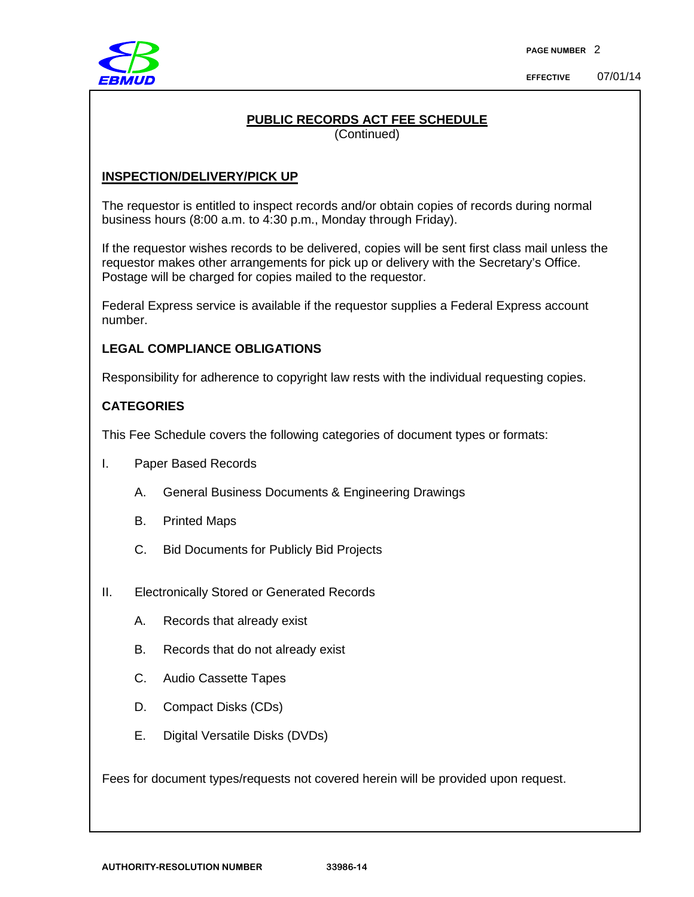## PUBLIC RECORDS ACT FEE SCHEDULE
(Continued)

### INSPECTION/DELIVERY/PICK UP

The requestor is entitled to inspect records and/or obtain copies of records during normal business hours (8:00 a.m. to 4:30 p.m., Monday through Friday).

If the requestor wishes records to be delivered, copies will be sent first class mail unless the requestor makes other arrangements for pick up or delivery with the Secretary's Office. Postage will be charged for copies mailed to the requestor.

Federal Express service is available if the requestor supplies a Federal Express account number.

### LEGAL COMPLIANCE OBLIGATIONS

Responsibility for adherence to copyright law rests with the individual requesting copies.

### CATEGORIES

This Fee Schedule covers the following categories of document types or formats:

I. Paper Based Records

   A. General Business Documents & Engineering Drawings

   B. Printed Maps

   C. Bid Documents for Publicly Bid Projects

II. Electronically Stored or Generated Records

   A. Records that already exist

   B. Records that do not already exist

   C. Audio Cassette Tapes

   D. Compact Disks (CDs)

   E. Digital Versatile Disks (DVDs)

Fees for document types/requests not covered herein will be provided upon request.

AUTHORITY-RESOLUTION NUMBER 33986-14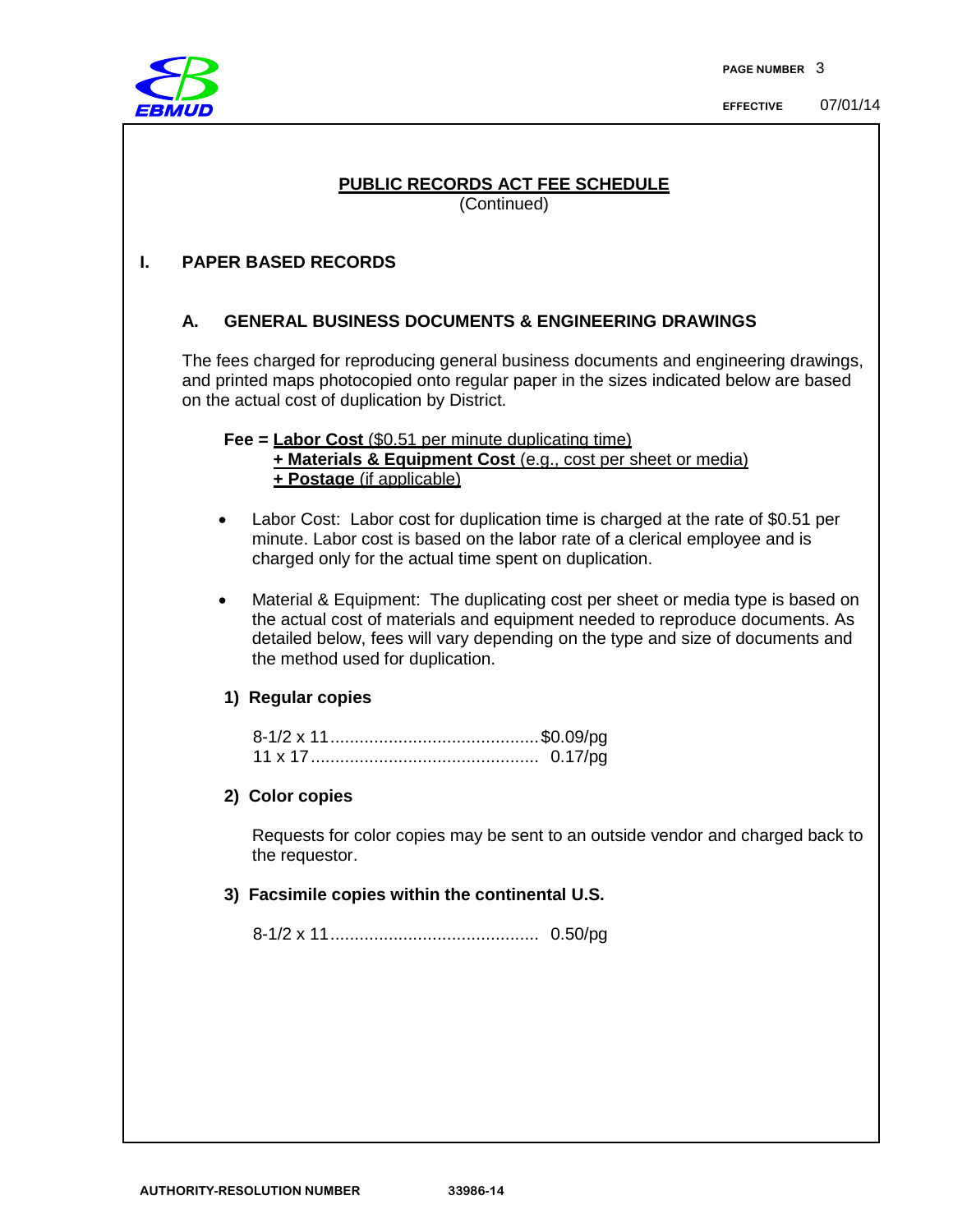## PUBLIC RECORDS ACT FEE SCHEDULE

(Continued)

### I. PAPER BASED RECORDS

#### A. GENERAL BUSINESS DOCUMENTS & ENGINEERING DRAWINGS

The fees charged for reproducing general business documents and engineering drawings, and printed maps photocopied onto regular paper in the sizes indicated below are based on the actual cost of duplication by District.

**Fee = Labor Cost** ($0.51 per minute duplicating time)
**+ Materials & Equipment Cost** (e.g., cost per sheet or media)
**+ Postage** (if applicable)

- Labor Cost: Labor cost for duplication time is charged at the rate of $0.51 per minute. Labor cost is based on the labor rate of a clerical employee and is charged only for the actual time spent on duplication.
- Material & Equipment: The duplicating cost per sheet or media type is based on the actual cost of materials and equipment needed to reproduce documents. As detailed below, fees will vary depending on the type and size of documents and the method used for duplication.

**1) Regular copies**

8-1/2 x 11 .......................................... $0.09/pg
11 x 17 .............................................. 0.17/pg

**2) Color copies**

Requests for color copies may be sent to an outside vendor and charged back to the requestor.

**3) Facsimile copies within the continental U.S.**

8-1/2 x 11 .......................................... 0.50/pg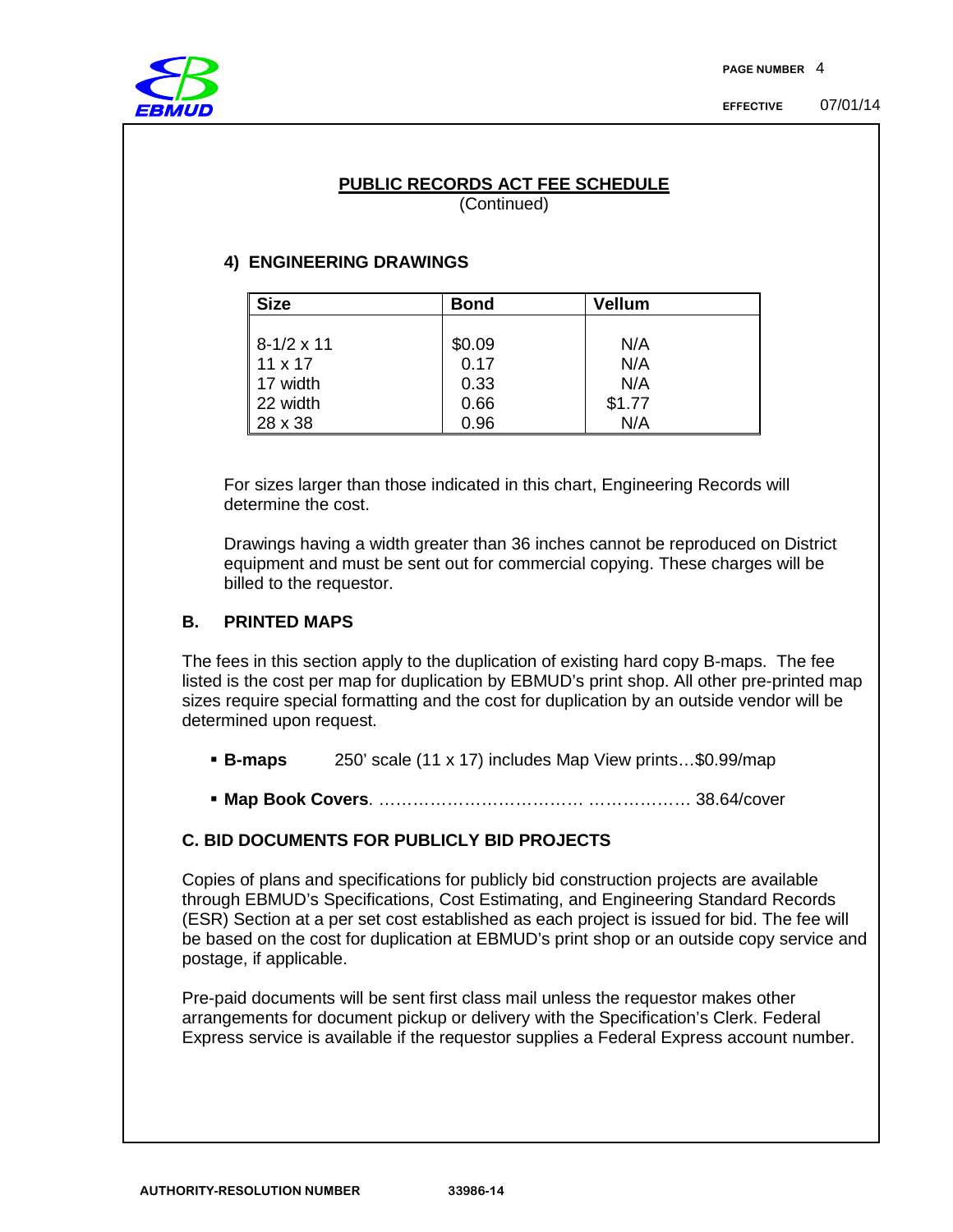## PUBLIC RECORDS ACT FEE SCHEDULE

(Continued)

### 4) ENGINEERING DRAWINGS

| Size | Bond | Vellum |
|---|---|---|
| 8-1/2 x 11 | $0.09 | N/A |
| 11 x 17 | 0.17 | N/A |
| 17 width | 0.33 | N/A |
| 22 width | 0.66 | $1.77 |
| 28 x 38 | 0.96 | N/A |

For sizes larger than those indicated in this chart, Engineering Records will determine the cost.

Drawings having a width greater than 36 inches cannot be reproduced on District equipment and must be sent out for commercial copying. These charges will be billed to the requestor.

### B. PRINTED MAPS

The fees in this section apply to the duplication of existing hard copy B-maps. The fee listed is the cost per map for duplication by EBMUD's print shop. All other pre-printed map sizes require special formatting and the cost for duplication by an outside vendor will be determined upon request.

- **B-maps** 250' scale (11 x 17) includes Map View prints…$0.99/map
- **Map Book Covers**. ……………………………… ……………… 38.64/cover

### C. BID DOCUMENTS FOR PUBLICLY BID PROJECTS

Copies of plans and specifications for publicly bid construction projects are available through EBMUD's Specifications, Cost Estimating, and Engineering Standard Records (ESR) Section at a per set cost established as each project is issued for bid. The fee will be based on the cost for duplication at EBMUD's print shop or an outside copy service and postage, if applicable.

Pre-paid documents will be sent first class mail unless the requestor makes other arrangements for document pickup or delivery with the Specification's Clerk. Federal Express service is available if the requestor supplies a Federal Express account number.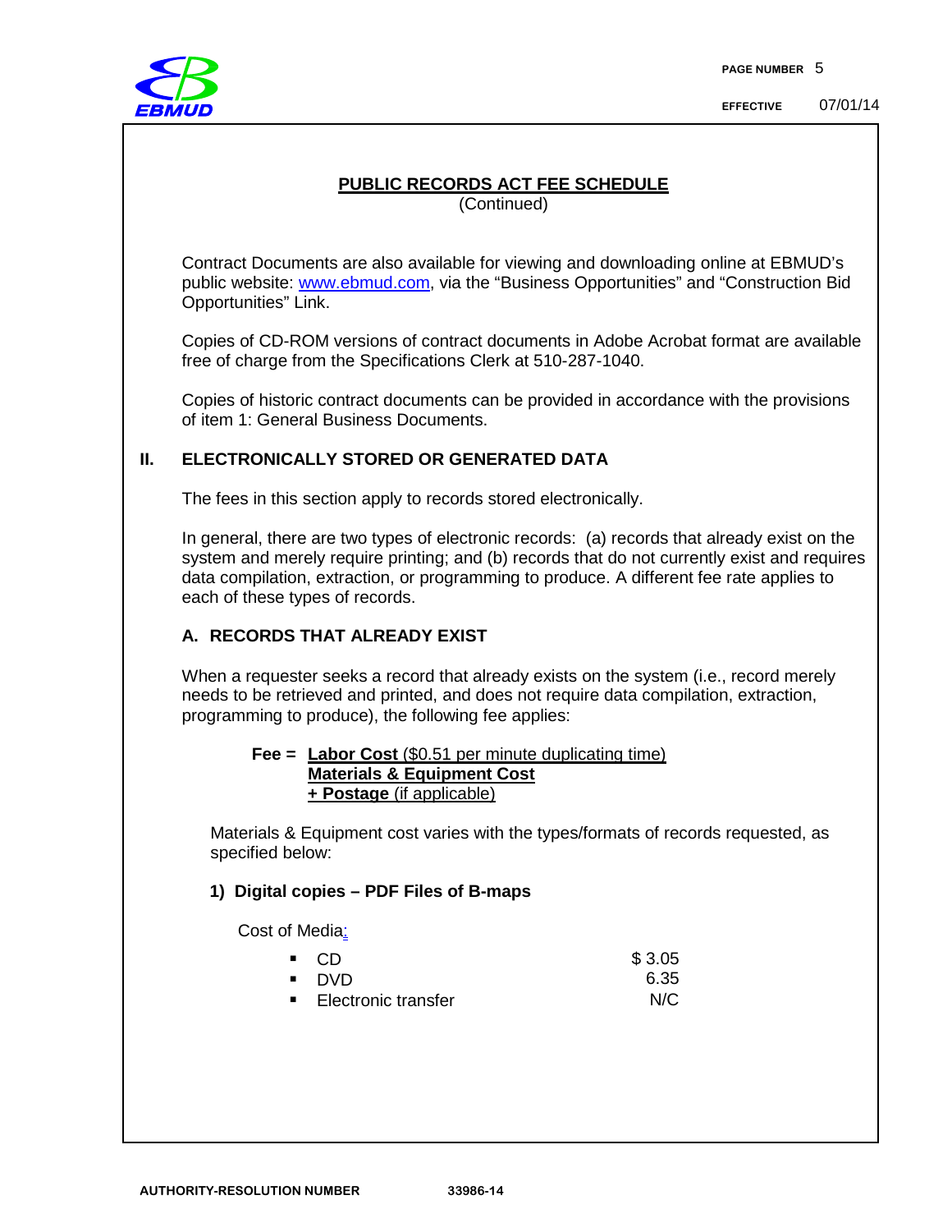## PUBLIC RECORDS ACT FEE SCHEDULE

(Continued)

Contract Documents are also available for viewing and downloading online at EBMUD's public website: www.ebmud.com, via the "Business Opportunities" and "Construction Bid Opportunities" Link.

Copies of CD-ROM versions of contract documents in Adobe Acrobat format are available free of charge from the Specifications Clerk at 510-287-1040.

Copies of historic contract documents can be provided in accordance with the provisions of item 1: General Business Documents.

### II. ELECTRONICALLY STORED OR GENERATED DATA

The fees in this section apply to records stored electronically.

In general, there are two types of electronic records: (a) records that already exist on the system and merely require printing; and (b) records that do not currently exist and requires data compilation, extraction, or programming to produce. A different fee rate applies to each of these types of records.

#### A. RECORDS THAT ALREADY EXIST

When a requester seeks a record that already exists on the system (i.e., record merely needs to be retrieved and printed, and does not require data compilation, extraction, programming to produce), the following fee applies:

**Fee =** **Labor Cost** ($0.51 per minute duplicating time)
**Materials & Equipment Cost**
**+ Postage** (if applicable)

Materials & Equipment cost varies with the types/formats of records requested, as specified below:

**1) Digital copies – PDF Files of B-maps**

Cost of Media:

| | |
|---|---|
| CD | $ 3.05 |
| DVD | 6.35 |
| Electronic transfer | N/C |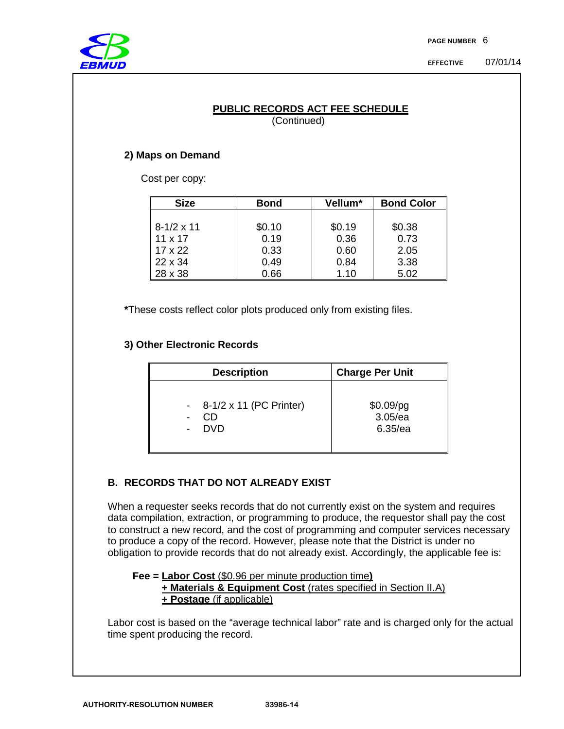## PUBLIC RECORDS ACT FEE SCHEDULE

(Continued)

### 2) Maps on Demand

Cost per copy:

| Size | Bond | Vellum* | Bond Color |
|---|---|---|---|
| 8-1/2 x 11 | $0.10 | $0.19 | $0.38 |
| 11 x 17 | 0.19 | 0.36 | 0.73 |
| 17 x 22 | 0.33 | 0.60 | 2.05 |
| 22 x 34 | 0.49 | 0.84 | 3.38 |
| 28 x 38 | 0.66 | 1.10 | 5.02 |

**\***These costs reflect color plots produced only from existing files.

### 3) Other Electronic Records

| Description | Charge Per Unit |
|---|---|
| - 8-1/2 x 11 (PC Printer) | $0.09/pg |
| - CD | 3.05/ea |
| - DVD | 6.35/ea |

## B. RECORDS THAT DO NOT ALREADY EXIST

When a requester seeks records that do not currently exist on the system and requires data compilation, extraction, or programming to produce, the requestor shall pay the cost to construct a new record, and the cost of programming and computer services necessary to produce a copy of the record. However, please note that the District is under no obligation to provide records that do not already exist. Accordingly, the applicable fee is:

**Fee =** **Labor Cost** ($0.96 per minute production time**)**
**+ Materials & Equipment Cost** (rates specified in Section II.A)
**+ Postage** (if applicable)

Labor cost is based on the "average technical labor" rate and is charged only for the actual time spent producing the record.

AUTHORITY-RESOLUTION NUMBER 33986-14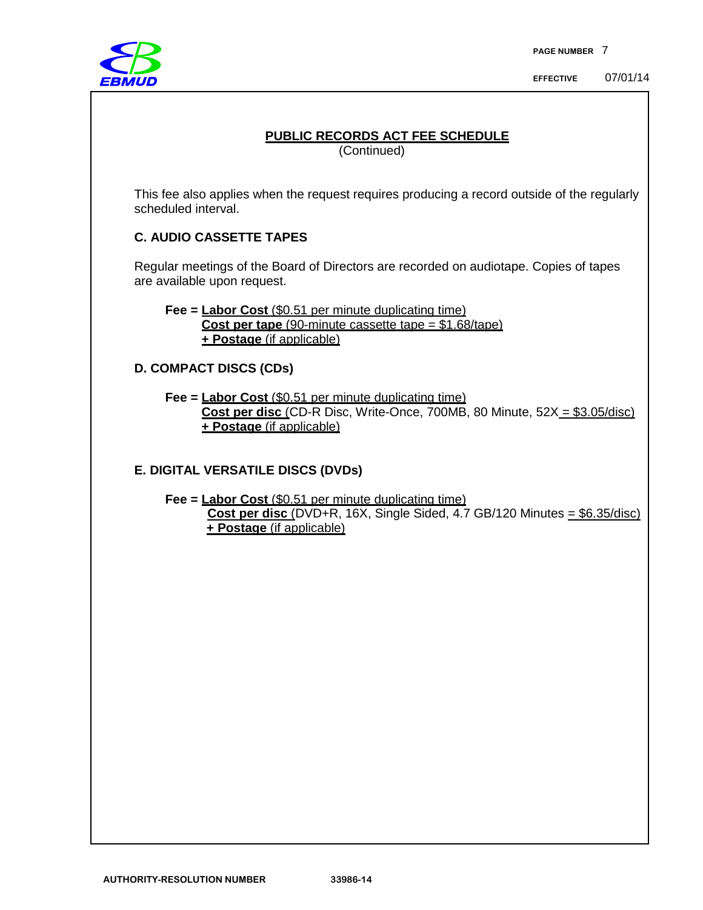## PUBLIC RECORDS ACT FEE SCHEDULE
(Continued)

This fee also applies when the request requires producing a record outside of the regularly scheduled interval.

### C. AUDIO CASSETTE TAPES

Regular meetings of the Board of Directors are recorded on audiotape. Copies of tapes are available upon request.

**Fee =** **Labor Cost** ($0.51 per minute duplicating time)
**Cost per tape** (90-minute cassette tape = $1.68/tape)
**+ Postage** (if applicable)

### D. COMPACT DISCS (CDs)

**Fee =** **Labor Cost** ($0.51 per minute duplicating time)
**Cost per disc** (CD-R Disc, Write-Once, 700MB, 80 Minute, 52X = $3.05/disc)
**+ Postage** (if applicable)

### E. DIGITAL VERSATILE DISCS (DVDs)

**Fee =** **Labor Cost** ($0.51 per minute duplicating time)
**Cost per disc** (DVD+R, 16X, Single Sided, 4.7 GB/120 Minutes = $6.35/disc)
**+ Postage** (if applicable)

AUTHORITY-RESOLUTION NUMBER 33986-14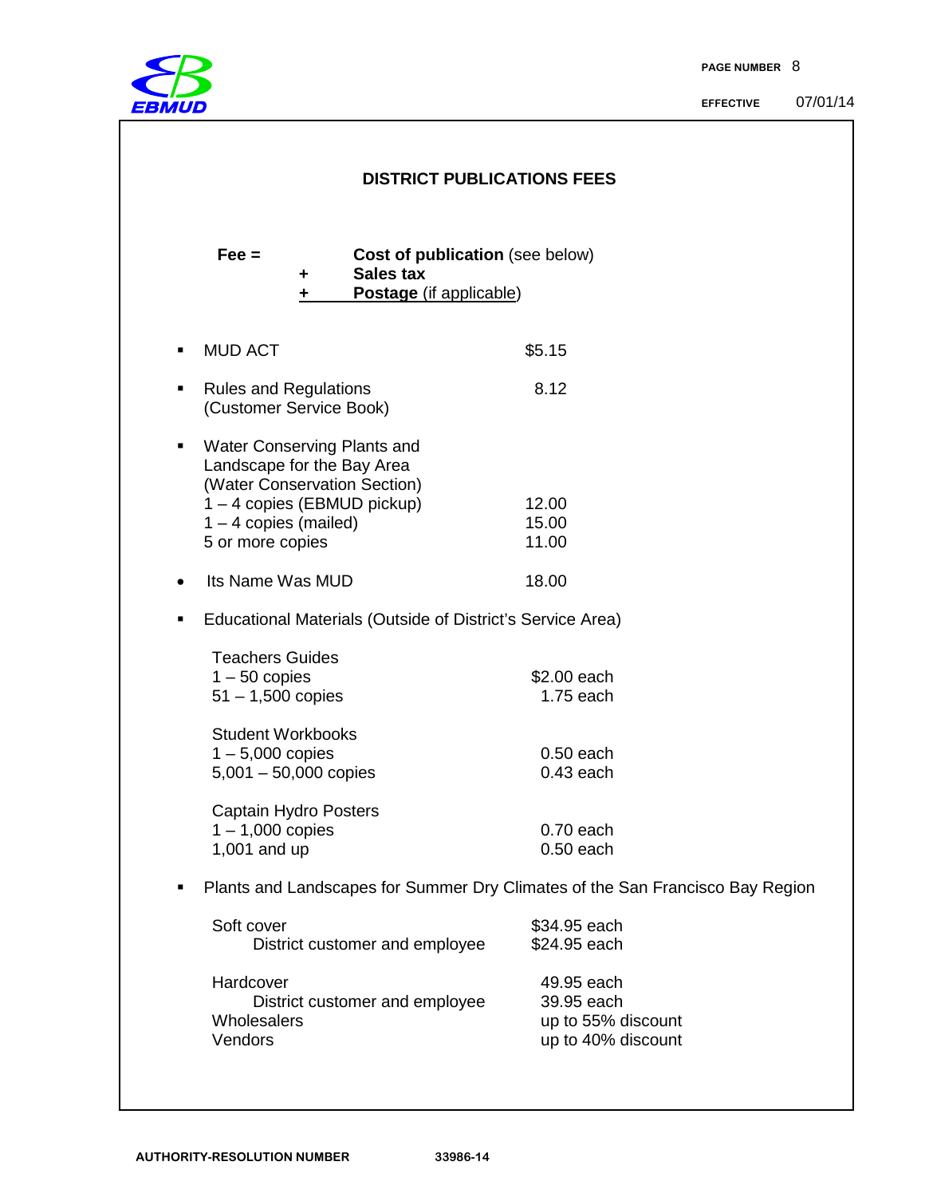## DISTRICT PUBLICATIONS FEES

**Fee =** **Cost of publication** (see below)
\+ **Sales tax**
\+ **Postage** (if applicable)

| | |
|---|---|
| ▪ MUD ACT | $5.15 |
| ▪ Rules and Regulations (Customer Service Book) | 8.12 |
| ▪ Water Conserving Plants and Landscape for the Bay Area (Water Conservation Section) | |
| 1 – 4 copies (EBMUD pickup) | 12.00 |
| 1 – 4 copies (mailed) | 15.00 |
| 5 or more copies | 11.00 |
| • Its Name Was MUD | 18.00 |
| ▪ Educational Materials (Outside of District's Service Area) | |
| Teachers Guides | |
| 1 – 50 copies | $2.00 each |
| 51 – 1,500 copies | 1.75 each |
| Student Workbooks | |
| 1 – 5,000 copies | 0.50 each |
| 5,001 – 50,000 copies | 0.43 each |
| Captain Hydro Posters | |
| 1 – 1,000 copies | 0.70 each |
| 1,001 and up | 0.50 each |
| ▪ Plants and Landscapes for Summer Dry Climates of the San Francisco Bay Region | |
| Soft cover | $34.95 each |
| District customer and employee | $24.95 each |
| Hardcover | 49.95 each |
| District customer and employee | 39.95 each |
| Wholesalers | up to 55% discount |
| Vendors | up to 40% discount |

AUTHORITY-RESOLUTION NUMBER 33986-14